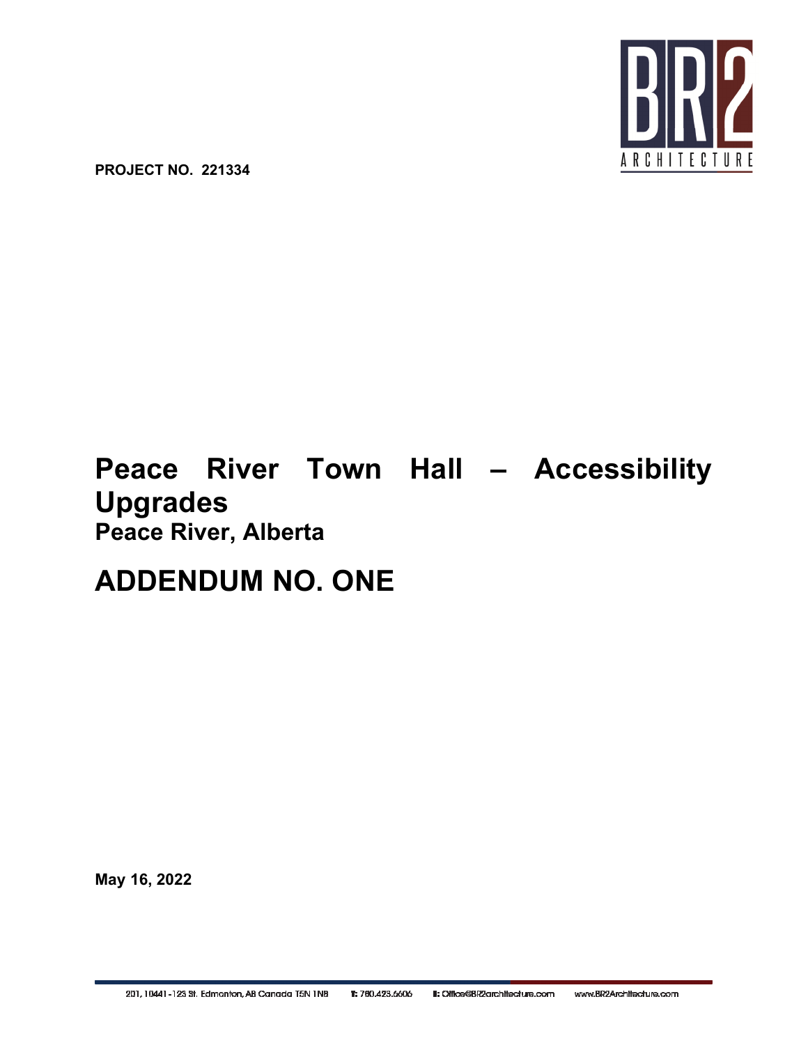**PROJECT NO. 221334**

# Peace River Town Hall – Accessibility Upgrades

### Peace River, Alberta

# ADDENDUM NO. ONE

**May 16, 2022**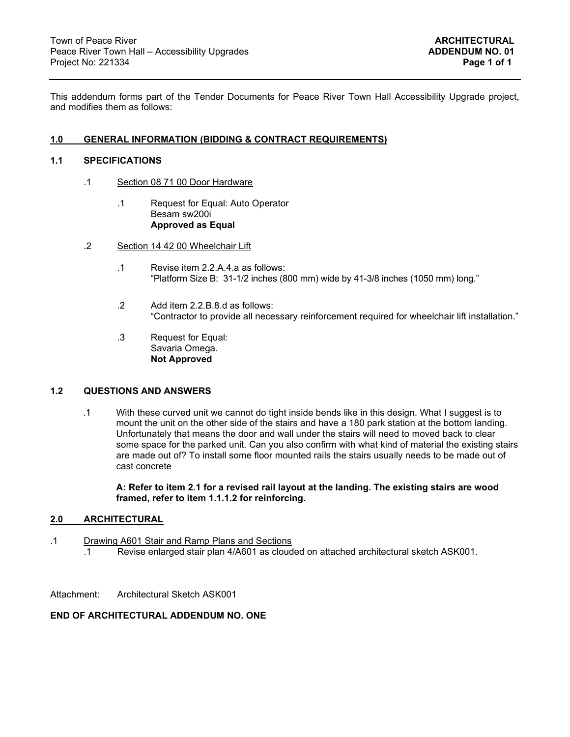This addendum forms part of the Tender Documents for Peace River Town Hall Accessibility Upgrade project, and modifies them as follows:

## 1.0 GENERAL INFORMATION (BIDDING & CONTRACT REQUIREMENTS)

### 1.1 SPECIFICATIONS

.1 Section 08 71 00 Door Hardware

- .1 Request for Equal: Auto Operator
  Besam sw200i
  **Approved as Equal**

.2 Section 14 42 00 Wheelchair Lift

- .1 Revise item 2.2.A.4.a as follows:
  "Platform Size B: 31-1/2 inches (800 mm) wide by 41-3/8 inches (1050 mm) long."

- .2 Add item 2.2.B.8.d as follows:
  "Contractor to provide all necessary reinforcement required for wheelchair lift installation."

- .3 Request for Equal:
  Savaria Omega.
  **Not Approved**

### 1.2 QUESTIONS AND ANSWERS

.1 With these curved unit we cannot do tight inside bends like in this design. What I suggest is to mount the unit on the other side of the stairs and have a 180 park station at the bottom landing. Unfortunately that means the door and wall under the stairs will need to moved back to clear some space for the parked unit. Can you also confirm with what kind of material the existing stairs are made out of? To install some floor mounted rails the stairs usually needs to be made out of cast concrete

**A: Refer to item 2.1 for a revised rail layout at the landing. The existing stairs are wood framed, refer to item 1.1.1.2 for reinforcing.**

## 2.0 ARCHITECTURAL

.1 Drawing A601 Stair and Ramp Plans and Sections

- .1 Revise enlarged stair plan 4/A601 as clouded on attached architectural sketch ASK001.

Attachment: Architectural Sketch ASK001

**END OF ARCHITECTURAL ADDENDUM NO. ONE**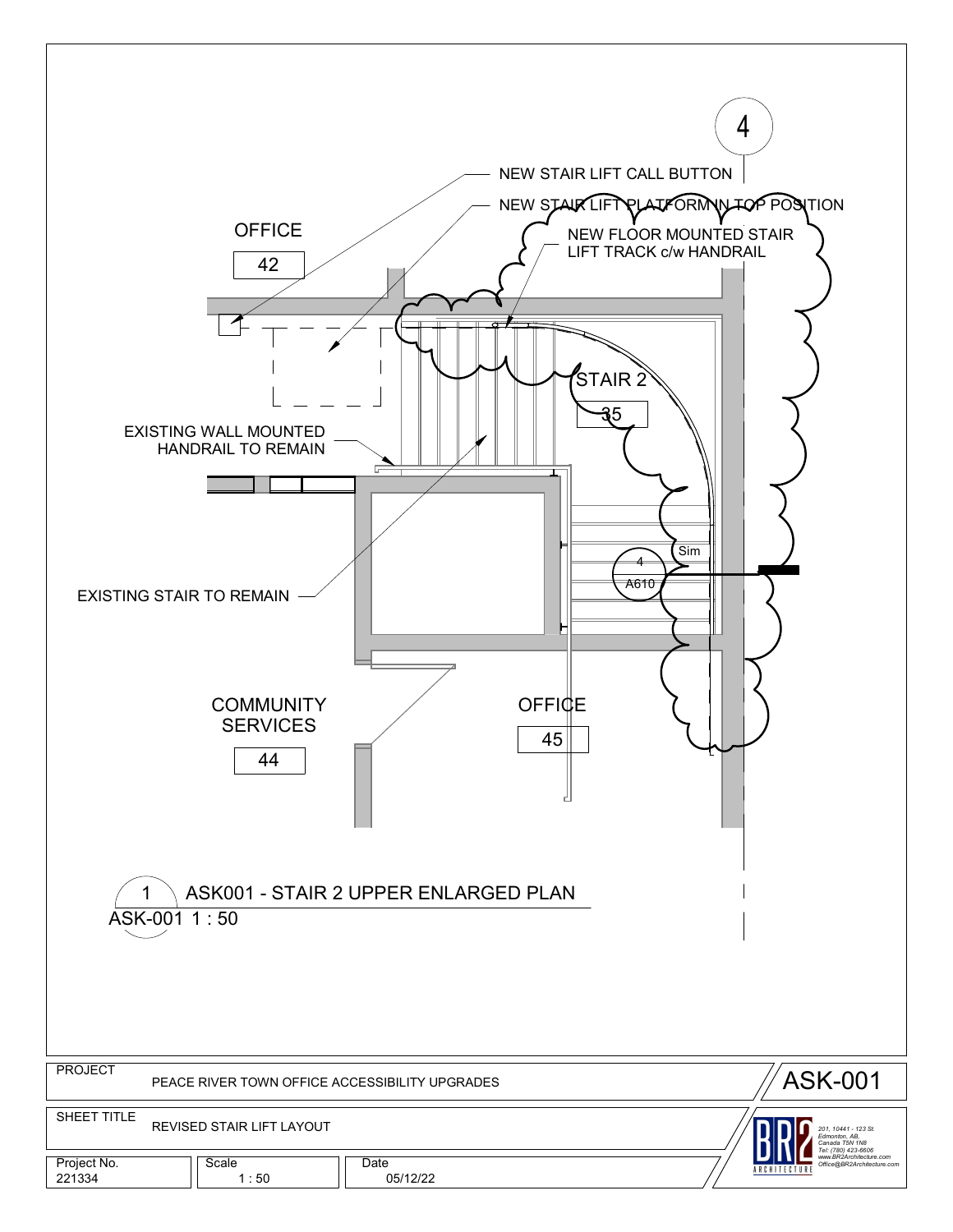4

NEW STAIR LIFT CALL BUTTON

NEW STAIR LIFT PLATFORM IN TOP POSITION

NEW FLOOR MOUNTED STAIR LIFT TRACK c/w HANDRAIL

OFFICE

42

STAIR 2

35

EXISTING WALL MOUNTED HANDRAIL TO REMAIN

Sim

4

A610

EXISTING STAIR TO REMAIN

COMMUNITY SERVICES

44

OFFICE

45

1 ASK001 - STAIR 2 UPPER ENLARGED PLAN

ASK-001 1 : 50

| | | |
|---|---|---|
| PROJECT | PEACE RIVER TOWN OFFICE ACCESSIBILITY UPGRADES | ASK-001 |
| SHEET TITLE | REVISED STAIR LIFT LAYOUT | |
| Project No. 221334 | Scale 1 : 50 | Date 05/12/22 |

BR2 ARCHITECTURE

201, 10441 - 123 St.
Edmonton, AB,
Canada T5N 1N8
Tel: (780) 423-6606
www.BR2Architecture.com
Office@BR2Architecture.com